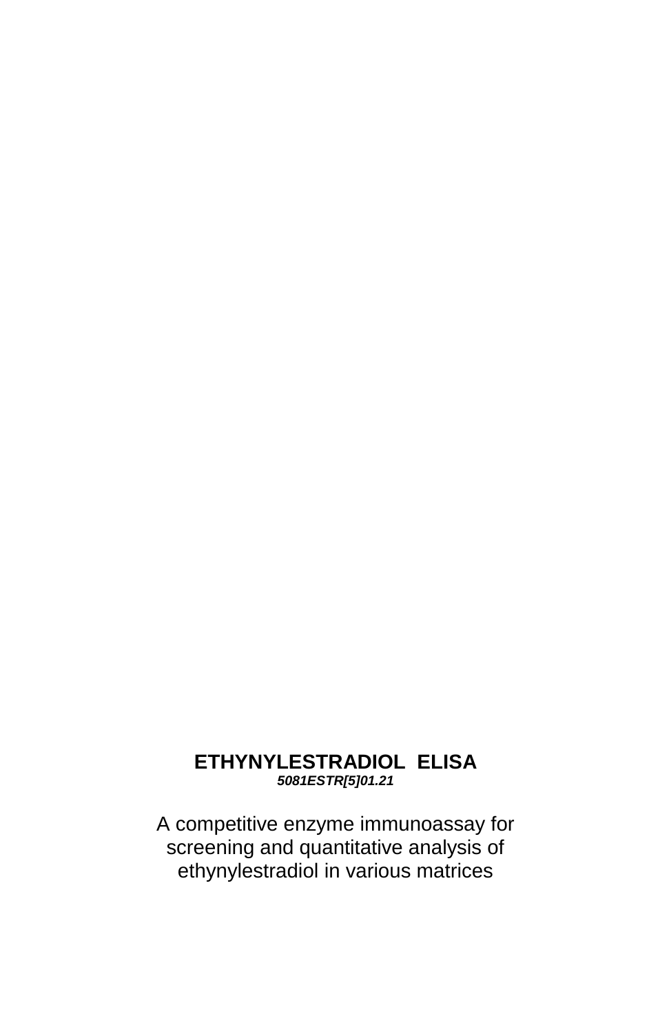# ETHYNYLESTRADIOL  ELISA

***5081ESTR[5]01.21***

A competitive enzyme immunoassay for screening and quantitative analysis of ethynylestradiol in various matrices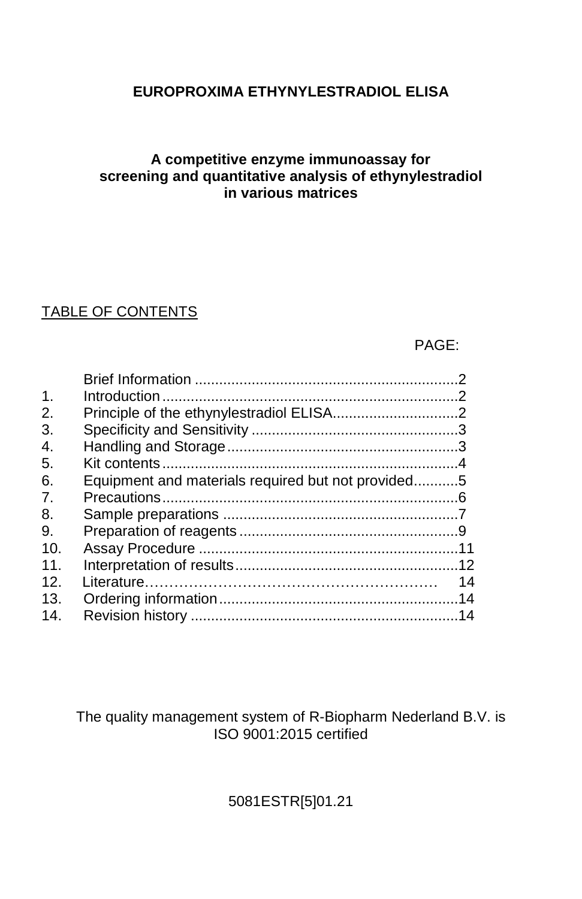# EUROPROXIMA ETHYNYLESTRADIOL ELISA

**A competitive enzyme immunoassay for screening and quantitative analysis of ethynylestradiol in various matrices**

## TABLE OF CONTENTS

| | | PAGE: |
|---|---|---|
| | Brief Information | 2 |
| 1. | Introduction | 2 |
| 2. | Principle of the ethynylestradiol ELISA | 2 |
| 3. | Specificity and Sensitivity | 3 |
| 4. | Handling and Storage | 3 |
| 5. | Kit contents | 4 |
| 6. | Equipment and materials required but not provided | 5 |
| 7. | Precautions | 6 |
| 8. | Sample preparations | 7 |
| 9. | Preparation of reagents | 9 |
| 10. | Assay Procedure | 11 |
| 11. | Interpretation of results | 12 |
| 12. | Literature | 14 |
| 13. | Ordering information | 14 |
| 14. | Revision history | 14 |

The quality management system of R-Biopharm Nederland B.V. is ISO 9001:2015 certified

5081ESTR[5]01.21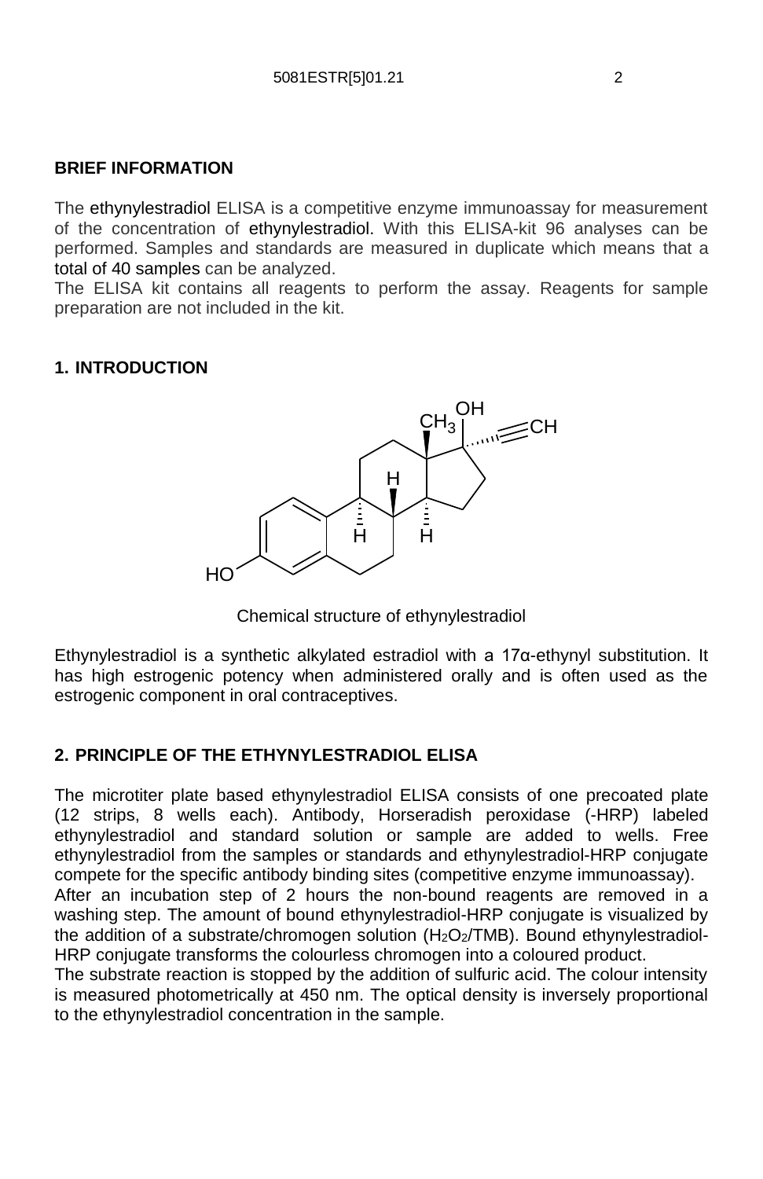## BRIEF INFORMATION

The ethynylestradiol ELISA is a competitive enzyme immunoassay for measurement of the concentration of ethynylestradiol. With this ELISA-kit 96 analyses can be performed. Samples and standards are measured in duplicate which means that a total of 40 samples can be analyzed.

The ELISA kit contains all reagents to perform the assay. Reagents for sample preparation are not included in the kit.

## 1. INTRODUCTION

Chemical structure of ethynylestradiol

Ethynylestradiol is a synthetic alkylated estradiol with a 17α-ethynyl substitution. It has high estrogenic potency when administered orally and is often used as the estrogenic component in oral contraceptives.

## 2. PRINCIPLE OF THE ETHYNYLESTRADIOL ELISA

The microtiter plate based ethynylestradiol ELISA consists of one precoated plate (12 strips, 8 wells each). Antibody, Horseradish peroxidase (-HRP) labeled ethynylestradiol and standard solution or sample are added to wells. Free ethynylestradiol from the samples or standards and ethynylestradiol-HRP conjugate compete for the specific antibody binding sites (competitive enzyme immunoassay).

After an incubation step of 2 hours the non-bound reagents are removed in a washing step. The amount of bound ethynylestradiol-HRP conjugate is visualized by the addition of a substrate/chromogen solution ($H_2O_2$/TMB). Bound ethynylestradiol-HRP conjugate transforms the colourless chromogen into a coloured product.

The substrate reaction is stopped by the addition of sulfuric acid. The colour intensity is measured photometrically at 450 nm. The optical density is inversely proportional to the ethynylestradiol concentration in the sample.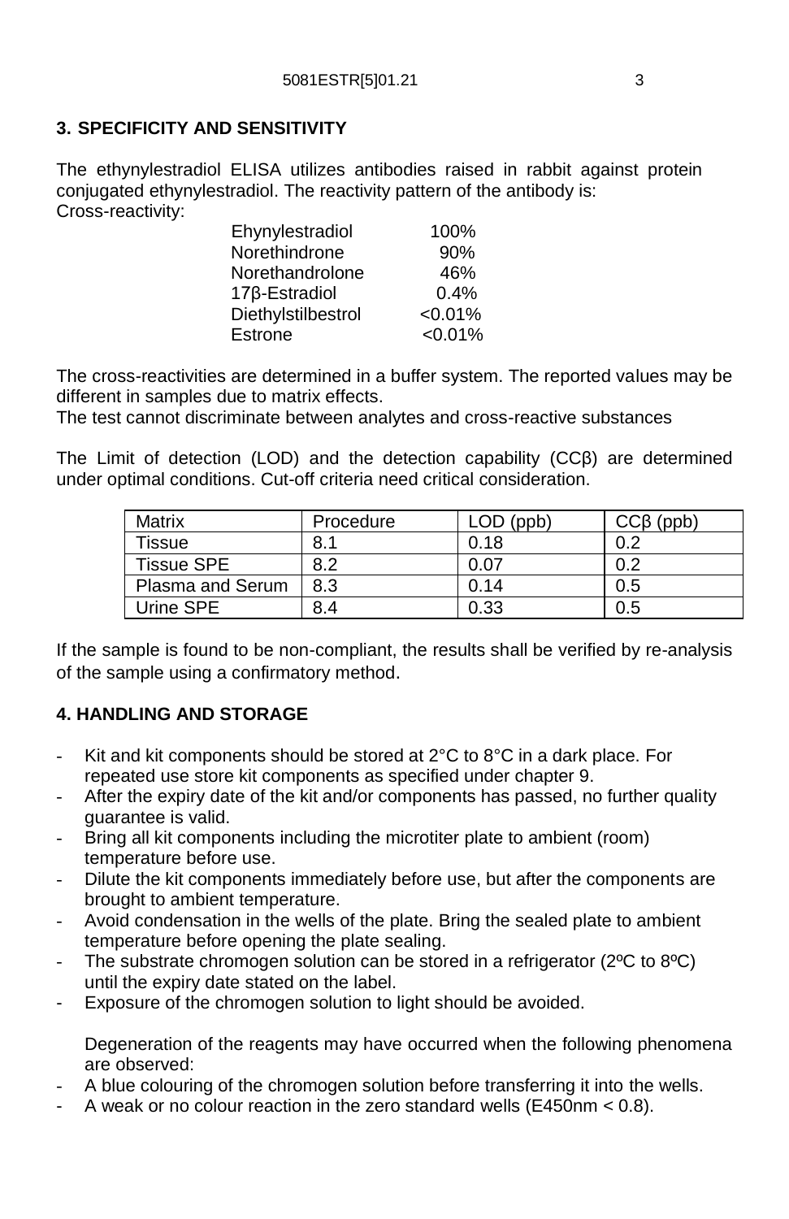## 3. SPECIFICITY AND SENSITIVITY

The ethynylestradiol ELISA utilizes antibodies raised in rabbit against protein conjugated ethynylestradiol. The reactivity pattern of the antibody is:
Cross-reactivity:

| | |
|---|---|
| Ehynylestradiol | 100% |
| Norethindrone | 90% |
| Norethandrolone | 46% |
| 17β-Estradiol | 0.4% |
| Diethylstilbestrol | <0.01% |
| Estrone | <0.01% |

The cross-reactivities are determined in a buffer system. The reported values may be different in samples due to matrix effects.
The test cannot discriminate between analytes and cross-reactive substances

The Limit of detection (LOD) and the detection capability (CCβ) are determined under optimal conditions. Cut-off criteria need critical consideration.

| Matrix | Procedure | LOD (ppb) | CCβ (ppb) |
|---|---|---|---|
| Tissue | 8.1 | 0.18 | 0.2 |
| Tissue SPE | 8.2 | 0.07 | 0.2 |
| Plasma and Serum | 8.3 | 0.14 | 0.5 |
| Urine SPE | 8.4 | 0.33 | 0.5 |

If the sample is found to be non-compliant, the results shall be verified by re-analysis of the sample using a confirmatory method.

## 4. HANDLING AND STORAGE

- Kit and kit components should be stored at 2°C to 8°C in a dark place. For repeated use store kit components as specified under chapter 9.
- After the expiry date of the kit and/or components has passed, no further quality guarantee is valid.
- Bring all kit components including the microtiter plate to ambient (room) temperature before use.
- Dilute the kit components immediately before use, but after the components are brought to ambient temperature.
- Avoid condensation in the wells of the plate. Bring the sealed plate to ambient temperature before opening the plate sealing.
- The substrate chromogen solution can be stored in a refrigerator (2ºC to 8ºC) until the expiry date stated on the label.
- Exposure of the chromogen solution to light should be avoided.

  Degeneration of the reagents may have occurred when the following phenomena are observed:
- A blue colouring of the chromogen solution before transferring it into the wells.
- A weak or no colour reaction in the zero standard wells (E450nm < 0.8).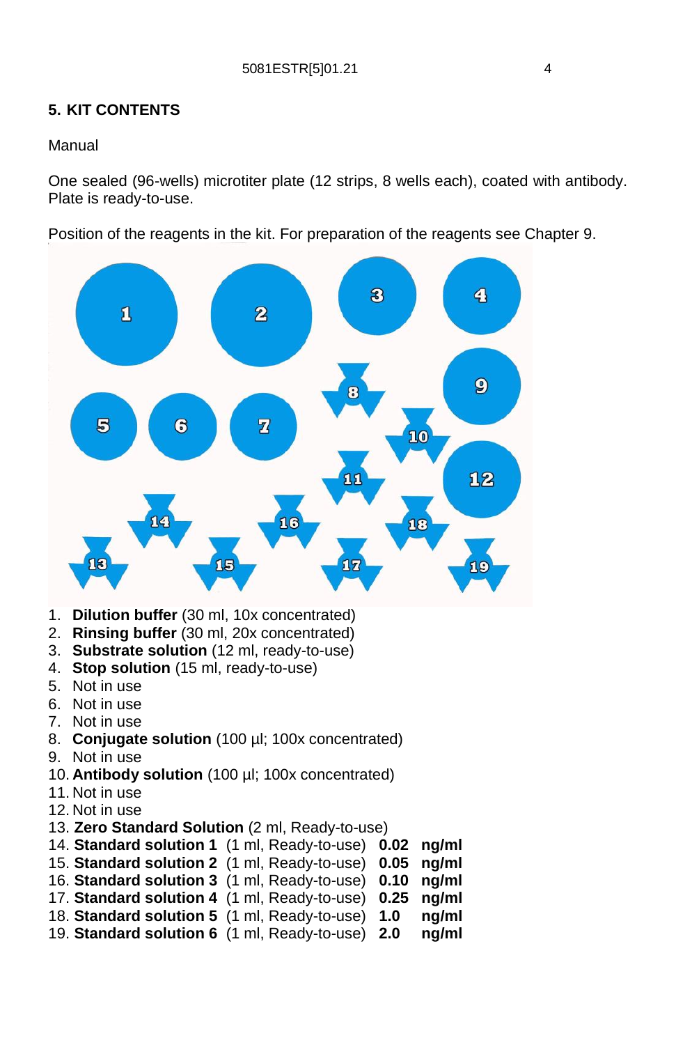## 5. KIT CONTENTS

Manual

One sealed (96-wells) microtiter plate (12 strips, 8 wells each), coated with antibody. Plate is ready-to-use.

Position of the reagents in the kit. For preparation of the reagents see Chapter 9.

1. **Dilution buffer** (30 ml, 10x concentrated)
2. **Rinsing buffer** (30 ml, 20x concentrated)
3. **Substrate solution** (12 ml, ready-to-use)
4. **Stop solution** (15 ml, ready-to-use)
5. Not in use
6. Not in use
7. Not in use
8. **Conjugate solution** (100 µl; 100x concentrated)
9. Not in use
10. **Antibody solution** (100 µl; 100x concentrated)
11. Not in use
12. Not in use
13. **Zero Standard Solution** (2 ml, Ready-to-use)
14. **Standard solution 1** (1 ml, Ready-to-use) **0.02 ng/ml**
15. **Standard solution 2** (1 ml, Ready-to-use) **0.05 ng/ml**
16. **Standard solution 3** (1 ml, Ready-to-use) **0.10 ng/ml**
17. **Standard solution 4** (1 ml, Ready-to-use) **0.25 ng/ml**
18. **Standard solution 5** (1 ml, Ready-to-use) **1.0 ng/ml**
19. **Standard solution 6** (1 ml, Ready-to-use) **2.0 ng/ml**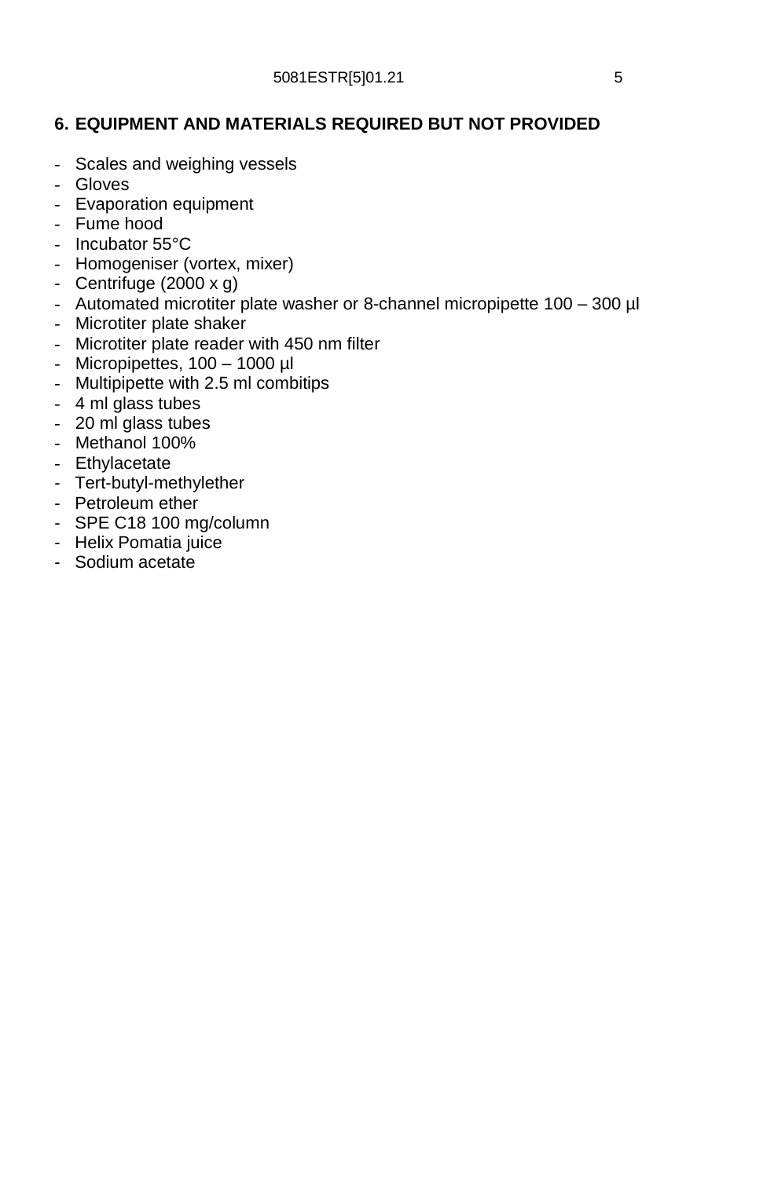## 6. EQUIPMENT AND MATERIALS REQUIRED BUT NOT PROVIDED

- Scales and weighing vessels
- Gloves
- Evaporation equipment
- Fume hood
- Incubator 55°C
- Homogeniser (vortex, mixer)
- Centrifuge (2000 x g)
- Automated microtiter plate washer or 8-channel micropipette 100 – 300 µl
- Microtiter plate shaker
- Microtiter plate reader with 450 nm filter
- Micropipettes, 100 – 1000 µl
- Multipipette with 2.5 ml combitips
- 4 ml glass tubes
- 20 ml glass tubes
- Methanol 100%
- Ethylacetate
- Tert-butyl-methylether
- Petroleum ether
- SPE C18 100 mg/column
- Helix Pomatia juice
- Sodium acetate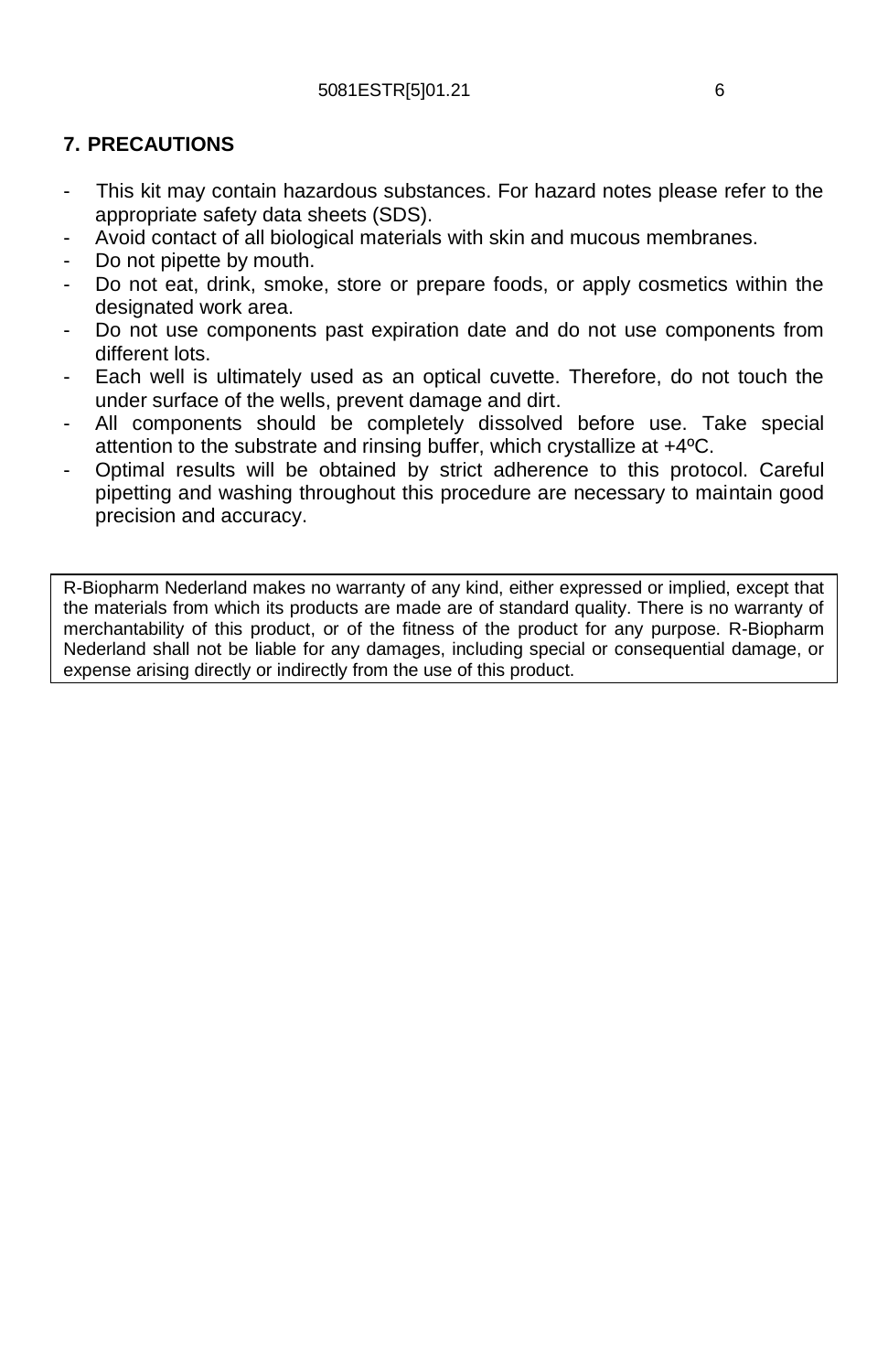## 7. PRECAUTIONS

- This kit may contain hazardous substances. For hazard notes please refer to the appropriate safety data sheets (SDS).
- Avoid contact of all biological materials with skin and mucous membranes.
- Do not pipette by mouth.
- Do not eat, drink, smoke, store or prepare foods, or apply cosmetics within the designated work area.
- Do not use components past expiration date and do not use components from different lots.
- Each well is ultimately used as an optical cuvette. Therefore, do not touch the under surface of the wells, prevent damage and dirt.
- All components should be completely dissolved before use. Take special attention to the substrate and rinsing buffer, which crystallize at +4ºC.
- Optimal results will be obtained by strict adherence to this protocol. Careful pipetting and washing throughout this procedure are necessary to maintain good precision and accuracy.

R-Biopharm Nederland makes no warranty of any kind, either expressed or implied, except that the materials from which its products are made are of standard quality. There is no warranty of merchantability of this product, or of the fitness of the product for any purpose. R-Biopharm Nederland shall not be liable for any damages, including special or consequential damage, or expense arising directly or indirectly from the use of this product.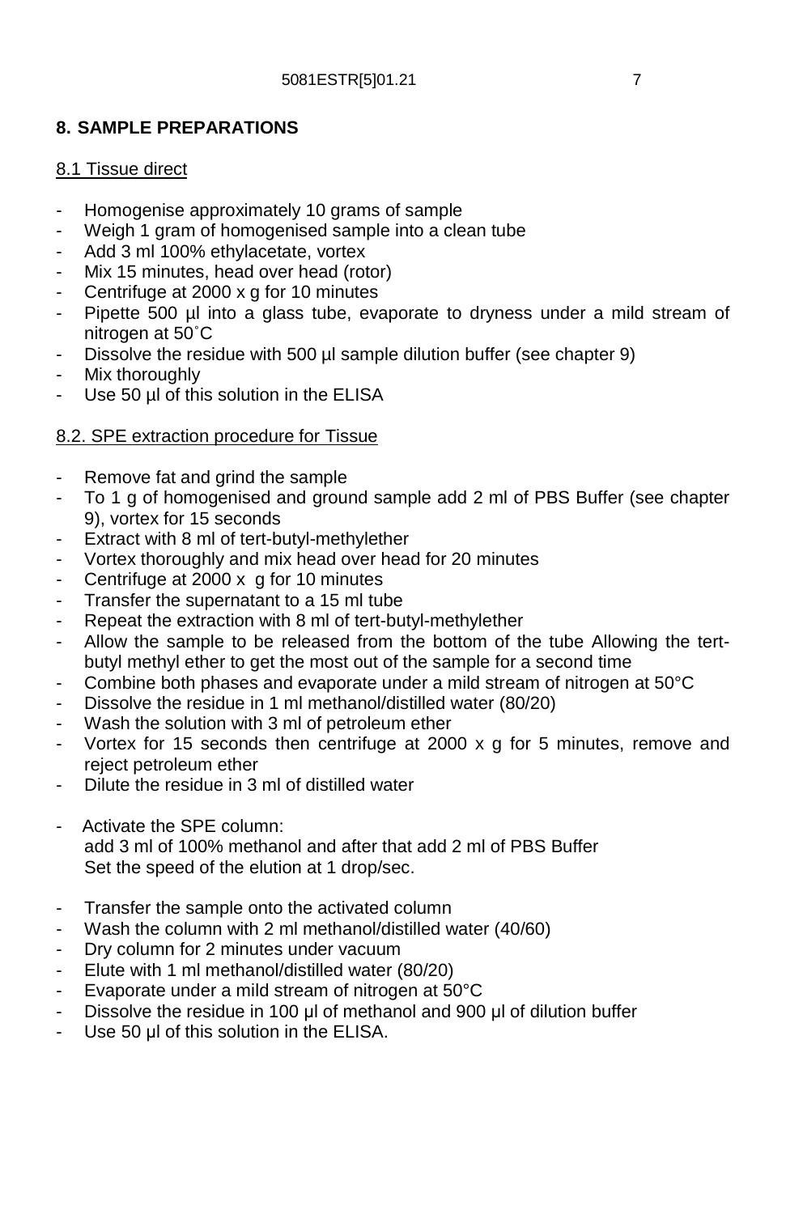## 8. SAMPLE PREPARATIONS

### 8.1 Tissue direct

- Homogenise approximately 10 grams of sample
- Weigh 1 gram of homogenised sample into a clean tube
- Add 3 ml 100% ethylacetate, vortex
- Mix 15 minutes, head over head (rotor)
- Centrifuge at 2000 x g for 10 minutes
- Pipette 500 µl into a glass tube, evaporate to dryness under a mild stream of nitrogen at 50˚C
- Dissolve the residue with 500 µl sample dilution buffer (see chapter 9)
- Mix thoroughly
- Use 50 µl of this solution in the ELISA

### 8.2. SPE extraction procedure for Tissue

- Remove fat and grind the sample
- To 1 g of homogenised and ground sample add 2 ml of PBS Buffer (see chapter 9), vortex for 15 seconds
- Extract with 8 ml of tert-butyl-methylether
- Vortex thoroughly and mix head over head for 20 minutes
- Centrifuge at 2000 x g for 10 minutes
- Transfer the supernatant to a 15 ml tube
- Repeat the extraction with 8 ml of tert-butyl-methylether
- Allow the sample to be released from the bottom of the tube Allowing the tert-butyl methyl ether to get the most out of the sample for a second time
- Combine both phases and evaporate under a mild stream of nitrogen at 50°C
- Dissolve the residue in 1 ml methanol/distilled water (80/20)
- Wash the solution with 3 ml of petroleum ether
- Vortex for 15 seconds then centrifuge at 2000 x g for 5 minutes, remove and reject petroleum ether
- Dilute the residue in 3 ml of distilled water

- Activate the SPE column:
  add 3 ml of 100% methanol and after that add 2 ml of PBS Buffer
  Set the speed of the elution at 1 drop/sec.

- Transfer the sample onto the activated column
- Wash the column with 2 ml methanol/distilled water (40/60)
- Dry column for 2 minutes under vacuum
- Elute with 1 ml methanol/distilled water (80/20)
- Evaporate under a mild stream of nitrogen at 50°C
- Dissolve the residue in 100 µl of methanol and 900 µl of dilution buffer
- Use 50 µl of this solution in the ELISA.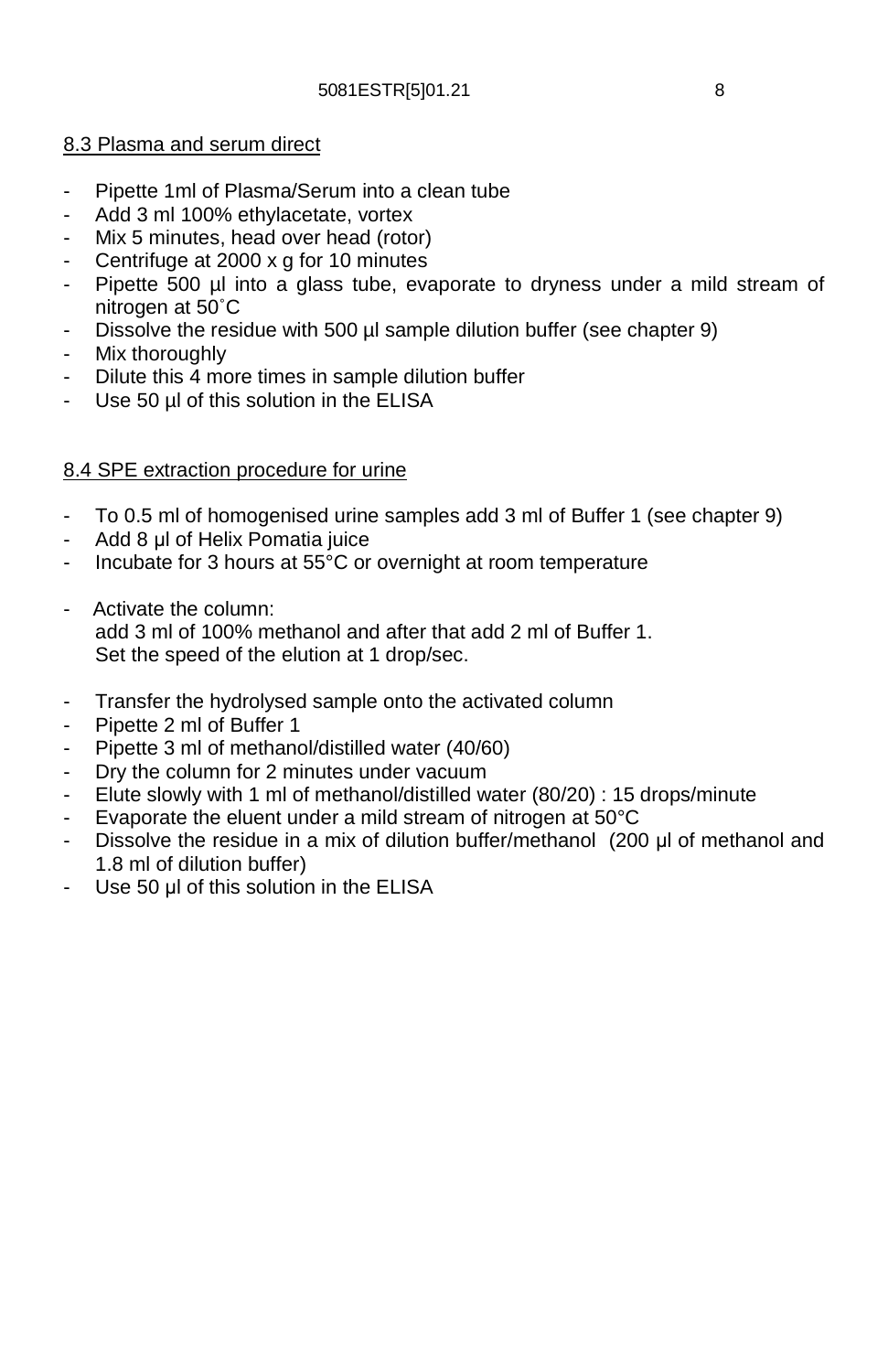## 8.3 Plasma and serum direct

- Pipette 1ml of Plasma/Serum into a clean tube
- Add 3 ml 100% ethylacetate, vortex
- Mix 5 minutes, head over head (rotor)
- Centrifuge at 2000 x g for 10 minutes
- Pipette 500 µl into a glass tube, evaporate to dryness under a mild stream of nitrogen at 50˚C
- Dissolve the residue with 500 µl sample dilution buffer (see chapter 9)
- Mix thoroughly
- Dilute this 4 more times in sample dilution buffer
- Use 50 µl of this solution in the ELISA

## 8.4 SPE extraction procedure for urine

- To 0.5 ml of homogenised urine samples add 3 ml of Buffer 1 (see chapter 9)
- Add 8 µl of Helix Pomatia juice
- Incubate for 3 hours at 55°C or overnight at room temperature

- Activate the column:
  add 3 ml of 100% methanol and after that add 2 ml of Buffer 1.
  Set the speed of the elution at 1 drop/sec.

- Transfer the hydrolysed sample onto the activated column
- Pipette 2 ml of Buffer 1
- Pipette 3 ml of methanol/distilled water (40/60)
- Dry the column for 2 minutes under vacuum
- Elute slowly with 1 ml of methanol/distilled water (80/20) : 15 drops/minute
- Evaporate the eluent under a mild stream of nitrogen at 50°C
- Dissolve the residue in a mix of dilution buffer/methanol (200 µl of methanol and 1.8 ml of dilution buffer)
- Use 50 µl of this solution in the ELISA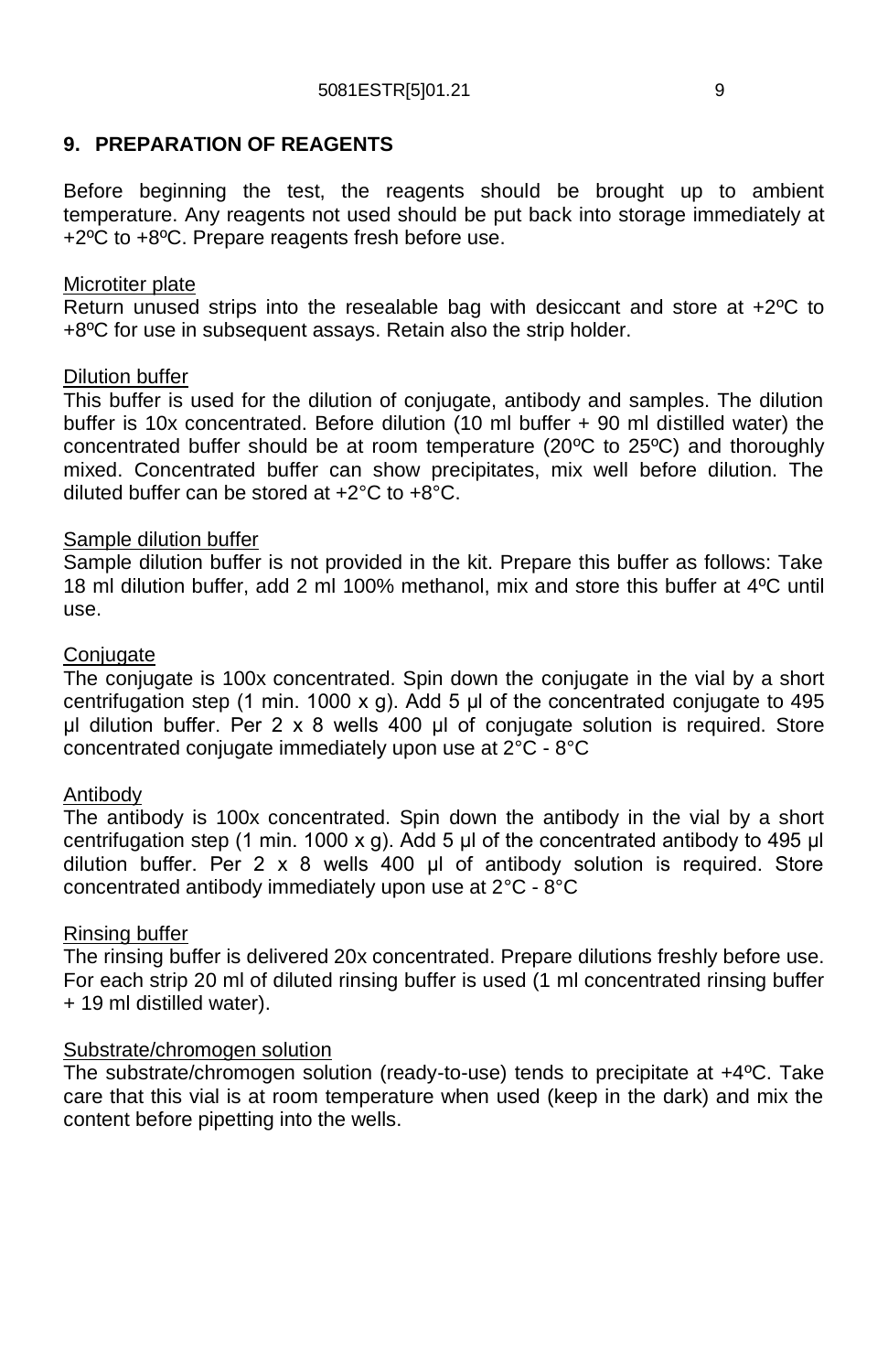## 9. PREPARATION OF REAGENTS

Before beginning the test, the reagents should be brought up to ambient temperature. Any reagents not used should be put back into storage immediately at +2ºC to +8ºC. Prepare reagents fresh before use.

Microtiter plate

Return unused strips into the resealable bag with desiccant and store at +2ºC to +8ºC for use in subsequent assays. Retain also the strip holder.

Dilution buffer

This buffer is used for the dilution of conjugate, antibody and samples. The dilution buffer is 10x concentrated. Before dilution (10 ml buffer + 90 ml distilled water) the concentrated buffer should be at room temperature (20ºC to 25ºC) and thoroughly mixed. Concentrated buffer can show precipitates, mix well before dilution. The diluted buffer can be stored at +2°C to +8°C.

Sample dilution buffer

Sample dilution buffer is not provided in the kit. Prepare this buffer as follows: Take 18 ml dilution buffer, add 2 ml 100% methanol, mix and store this buffer at 4ºC until use.

Conjugate

The conjugate is 100x concentrated. Spin down the conjugate in the vial by a short centrifugation step (1 min. 1000 x g). Add 5 µl of the concentrated conjugate to 495 µl dilution buffer. Per 2 x 8 wells 400 µl of conjugate solution is required. Store concentrated conjugate immediately upon use at 2°C - 8°C

Antibody

The antibody is 100x concentrated. Spin down the antibody in the vial by a short centrifugation step (1 min. 1000 x g). Add 5 µl of the concentrated antibody to 495 µl dilution buffer. Per 2 x 8 wells 400 µl of antibody solution is required. Store concentrated antibody immediately upon use at 2°C - 8°C

Rinsing buffer

The rinsing buffer is delivered 20x concentrated. Prepare dilutions freshly before use. For each strip 20 ml of diluted rinsing buffer is used (1 ml concentrated rinsing buffer + 19 ml distilled water).

Substrate/chromogen solution

The substrate/chromogen solution (ready-to-use) tends to precipitate at +4ºC. Take care that this vial is at room temperature when used (keep in the dark) and mix the content before pipetting into the wells.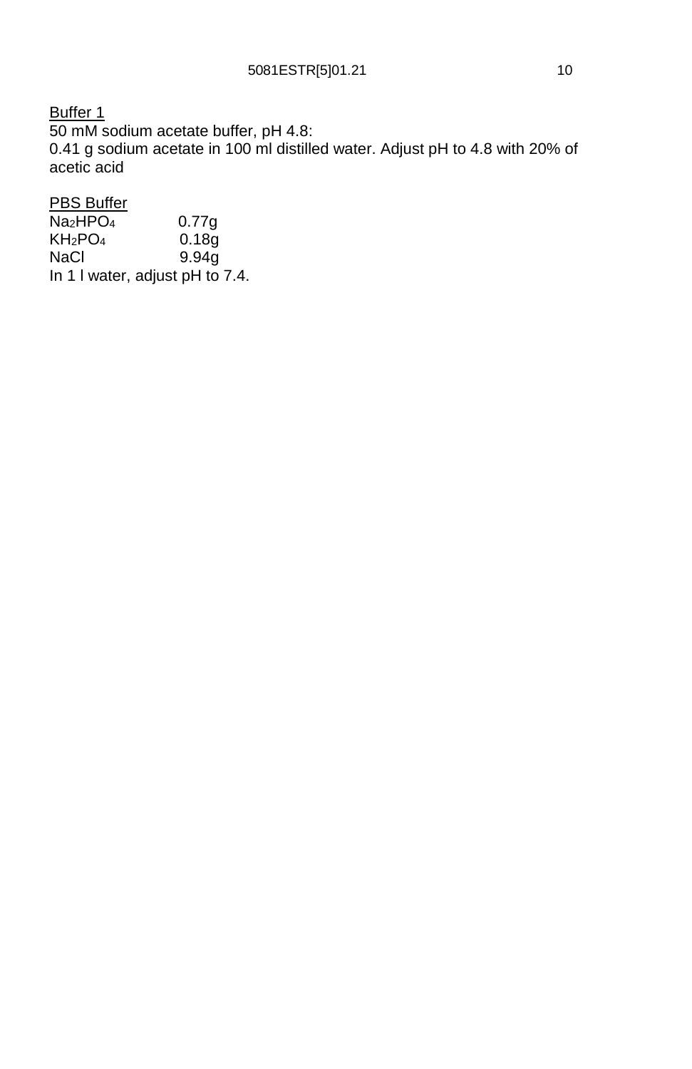Buffer 1

50 mM sodium acetate buffer, pH 4.8:
0.41 g sodium acetate in 100 ml distilled water. Adjust pH to 4.8 with 20% of acetic acid

PBS Buffer

| | |
|---|---|
| $Na_2HPO_4$ | 0.77g |
| $KH_2PO_4$ | 0.18g |
| NaCl | 9.94g |

In 1 l water, adjust pH to 7.4.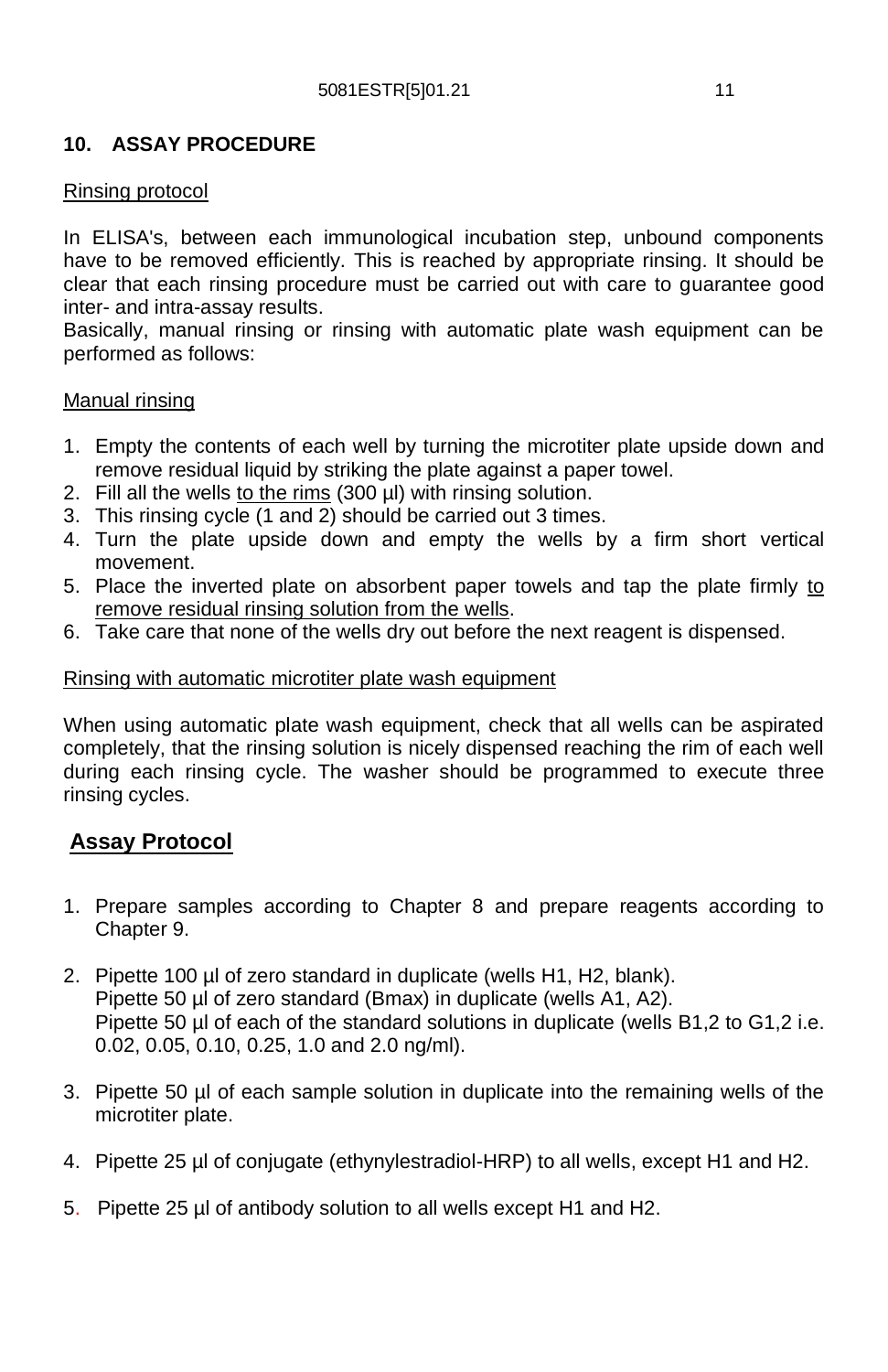## 10. ASSAY PROCEDURE

Rinsing protocol

In ELISA's, between each immunological incubation step, unbound components have to be removed efficiently. This is reached by appropriate rinsing. It should be clear that each rinsing procedure must be carried out with care to guarantee good inter- and intra-assay results.
Basically, manual rinsing or rinsing with automatic plate wash equipment can be performed as follows:

Manual rinsing

1. Empty the contents of each well by turning the microtiter plate upside down and remove residual liquid by striking the plate against a paper towel.
2. Fill all the wells to the rims (300 µl) with rinsing solution.
3. This rinsing cycle (1 and 2) should be carried out 3 times.
4. Turn the plate upside down and empty the wells by a firm short vertical movement.
5. Place the inverted plate on absorbent paper towels and tap the plate firmly to remove residual rinsing solution from the wells.
6. Take care that none of the wells dry out before the next reagent is dispensed.

Rinsing with automatic microtiter plate wash equipment

When using automatic plate wash equipment, check that all wells can be aspirated completely, that the rinsing solution is nicely dispensed reaching the rim of each well during each rinsing cycle. The washer should be programmed to execute three rinsing cycles.

### Assay Protocol

1. Prepare samples according to Chapter 8 and prepare reagents according to Chapter 9.

2. Pipette 100 µl of zero standard in duplicate (wells H1, H2, blank).
   Pipette 50 µl of zero standard (Bmax) in duplicate (wells A1, A2).
   Pipette 50 µl of each of the standard solutions in duplicate (wells B1,2 to G1,2 i.e. 0.02, 0.05, 0.10, 0.25, 1.0 and 2.0 ng/ml).

3. Pipette 50 µl of each sample solution in duplicate into the remaining wells of the microtiter plate.

4. Pipette 25 µl of conjugate (ethynylestradiol-HRP) to all wells, except H1 and H2.

5. Pipette 25 µl of antibody solution to all wells except H1 and H2.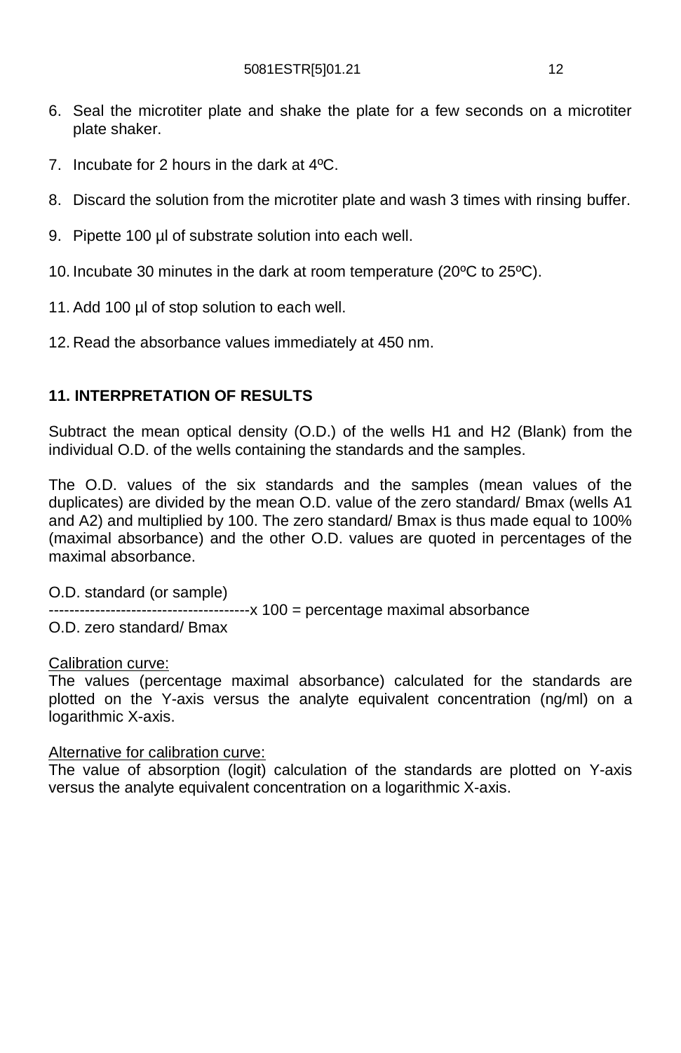6. Seal the microtiter plate and shake the plate for a few seconds on a microtiter plate shaker.

7. Incubate for 2 hours in the dark at 4ºC.

8. Discard the solution from the microtiter plate and wash 3 times with rinsing buffer.

9. Pipette 100 µl of substrate solution into each well.

10. Incubate 30 minutes in the dark at room temperature (20ºC to 25ºC).

11. Add 100 µl of stop solution to each well.

12. Read the absorbance values immediately at 450 nm.

## 11. INTERPRETATION OF RESULTS

Subtract the mean optical density (O.D.) of the wells H1 and H2 (Blank) from the individual O.D. of the wells containing the standards and the samples.

The O.D. values of the six standards and the samples (mean values of the duplicates) are divided by the mean O.D. value of the zero standard/ Bmax (wells A1 and A2) and multiplied by 100. The zero standard/ Bmax is thus made equal to 100% (maximal absorbance) and the other O.D. values are quoted in percentages of the maximal absorbance.

$$\frac{\text{O.D. standard (or sample)}}{\text{O.D. zero standard/ Bmax}} \times 100 = \text{percentage maximal absorbance}$$

<u>Calibration curve:</u>
The values (percentage maximal absorbance) calculated for the standards are plotted on the Y-axis versus the analyte equivalent concentration (ng/ml) on a logarithmic X-axis.

<u>Alternative for calibration curve:</u>
The value of absorption (logit) calculation of the standards are plotted on Y-axis versus the analyte equivalent concentration on a logarithmic X-axis.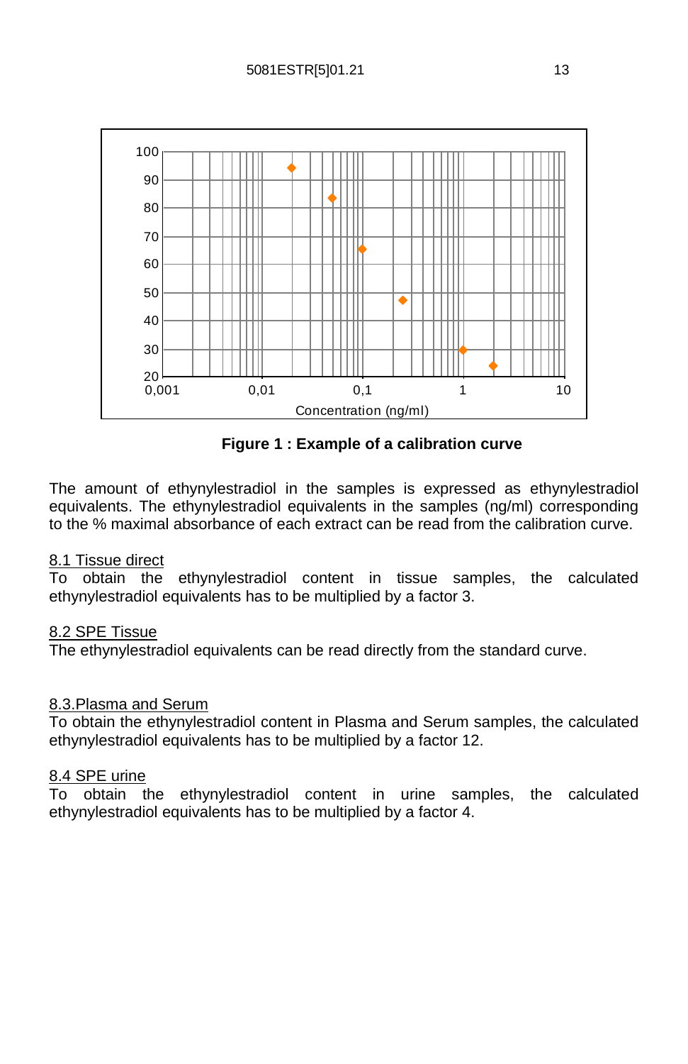**Figure 1 : Example of a calibration curve**

The amount of ethynylestradiol in the samples is expressed as ethynylestradiol equivalents. The ethynylestradiol equivalents in the samples (ng/ml) corresponding to the % maximal absorbance of each extract can be read from the calibration curve.

8.1 Tissue direct

To obtain the ethynylestradiol content in tissue samples, the calculated ethynylestradiol equivalents has to be multiplied by a factor 3.

8.2 SPE Tissue

The ethynylestradiol equivalents can be read directly from the standard curve.

8.3.Plasma and Serum

To obtain the ethynylestradiol content in Plasma and Serum samples, the calculated ethynylestradiol equivalents has to be multiplied by a factor 12.

8.4 SPE urine

To obtain the ethynylestradiol content in urine samples, the calculated ethynylestradiol equivalents has to be multiplied by a factor 4.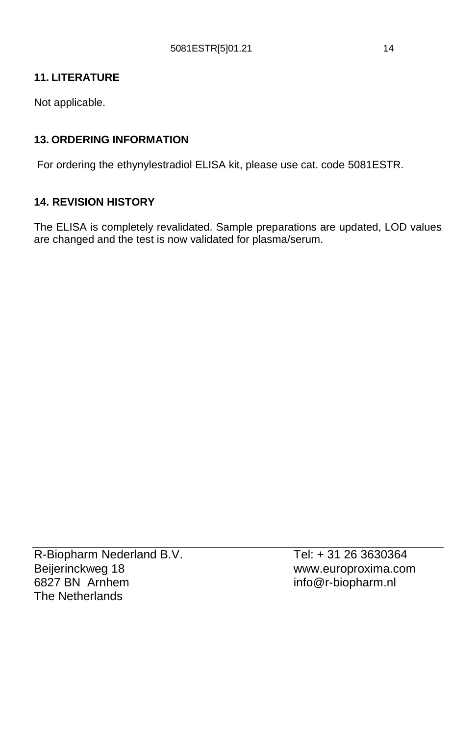## 11. LITERATURE

Not applicable.

## 13. ORDERING INFORMATION

For ordering the ethynylestradiol ELISA kit, please use cat. code 5081ESTR.

## 14. REVISION HISTORY

The ELISA is completely revalidated. Sample preparations are updated, LOD values are changed and the test is now validated for plasma/serum.

R-Biopharm Nederland B.V.
Beijerinckweg 18
6827 BN Arnhem
The Netherlands

Tel: + 31 26 3630364
www.europroxima.com
info@r-biopharm.nl